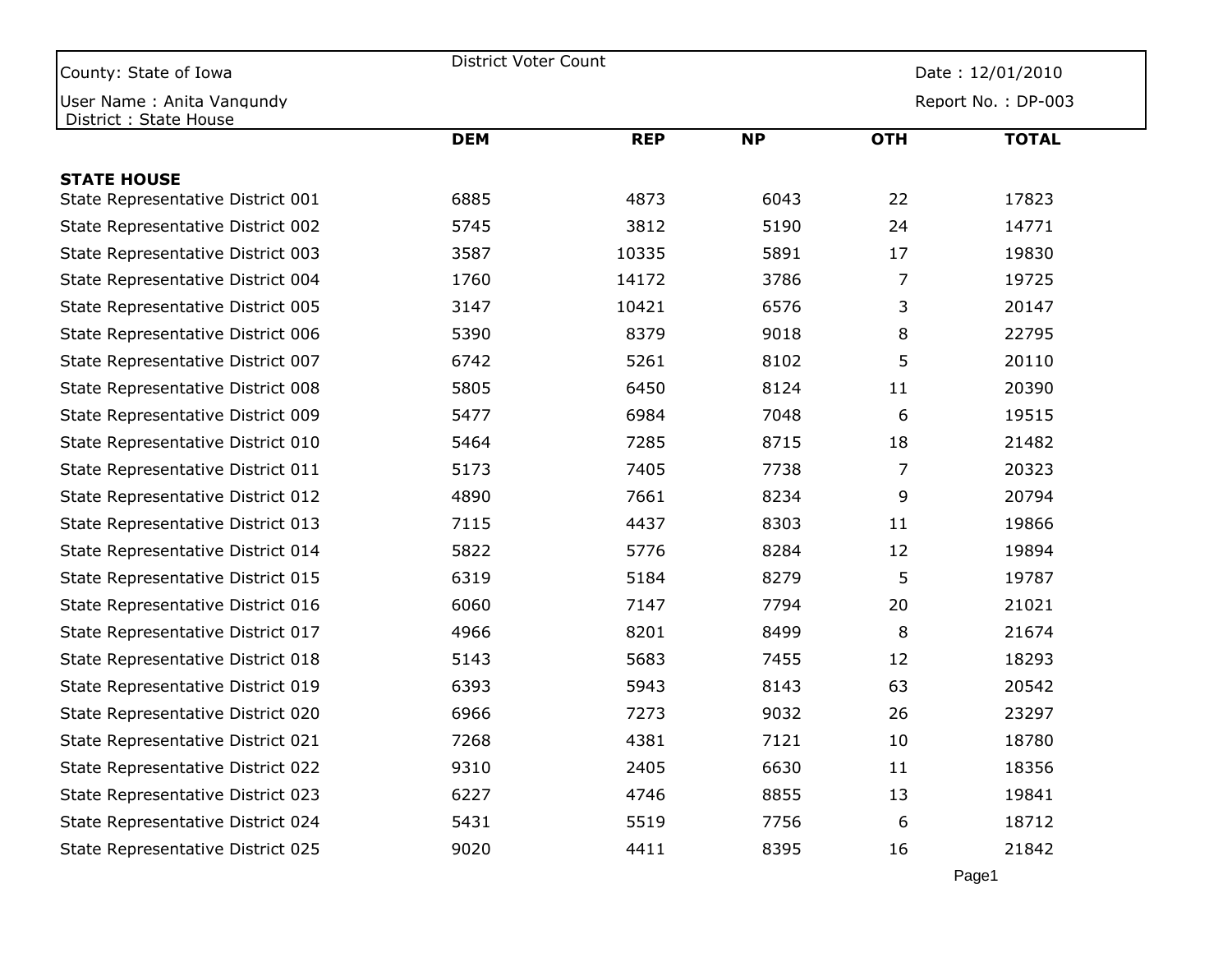| County: State of Iowa | District Voter Count | | | Date : 12/01/2010 |
|---|---|---|---|---|
| User Name : Anita Vangundy | | | | Report No. : DP-003 |
| District : State House | | | | |

| | DEM | REP | NP | OTH | TOTAL |
|---|---|---|---|---|---|
| **STATE HOUSE** | | | | | |
| State Representative District 001 | 6885 | 4873 | 6043 | 22 | 17823 |
| State Representative District 002 | 5745 | 3812 | 5190 | 24 | 14771 |
| State Representative District 003 | 3587 | 10335 | 5891 | 17 | 19830 |
| State Representative District 004 | 1760 | 14172 | 3786 | 7 | 19725 |
| State Representative District 005 | 3147 | 10421 | 6576 | 3 | 20147 |
| State Representative District 006 | 5390 | 8379 | 9018 | 8 | 22795 |
| State Representative District 007 | 6742 | 5261 | 8102 | 5 | 20110 |
| State Representative District 008 | 5805 | 6450 | 8124 | 11 | 20390 |
| State Representative District 009 | 5477 | 6984 | 7048 | 6 | 19515 |
| State Representative District 010 | 5464 | 7285 | 8715 | 18 | 21482 |
| State Representative District 011 | 5173 | 7405 | 7738 | 7 | 20323 |
| State Representative District 012 | 4890 | 7661 | 8234 | 9 | 20794 |
| State Representative District 013 | 7115 | 4437 | 8303 | 11 | 19866 |
| State Representative District 014 | 5822 | 5776 | 8284 | 12 | 19894 |
| State Representative District 015 | 6319 | 5184 | 8279 | 5 | 19787 |
| State Representative District 016 | 6060 | 7147 | 7794 | 20 | 21021 |
| State Representative District 017 | 4966 | 8201 | 8499 | 8 | 21674 |
| State Representative District 018 | 5143 | 5683 | 7455 | 12 | 18293 |
| State Representative District 019 | 6393 | 5943 | 8143 | 63 | 20542 |
| State Representative District 020 | 6966 | 7273 | 9032 | 26 | 23297 |
| State Representative District 021 | 7268 | 4381 | 7121 | 10 | 18780 |
| State Representative District 022 | 9310 | 2405 | 6630 | 11 | 18356 |
| State Representative District 023 | 6227 | 4746 | 8855 | 13 | 19841 |
| State Representative District 024 | 5431 | 5519 | 7756 | 6 | 18712 |
| State Representative District 025 | 9020 | 4411 | 8395 | 16 | 21842 |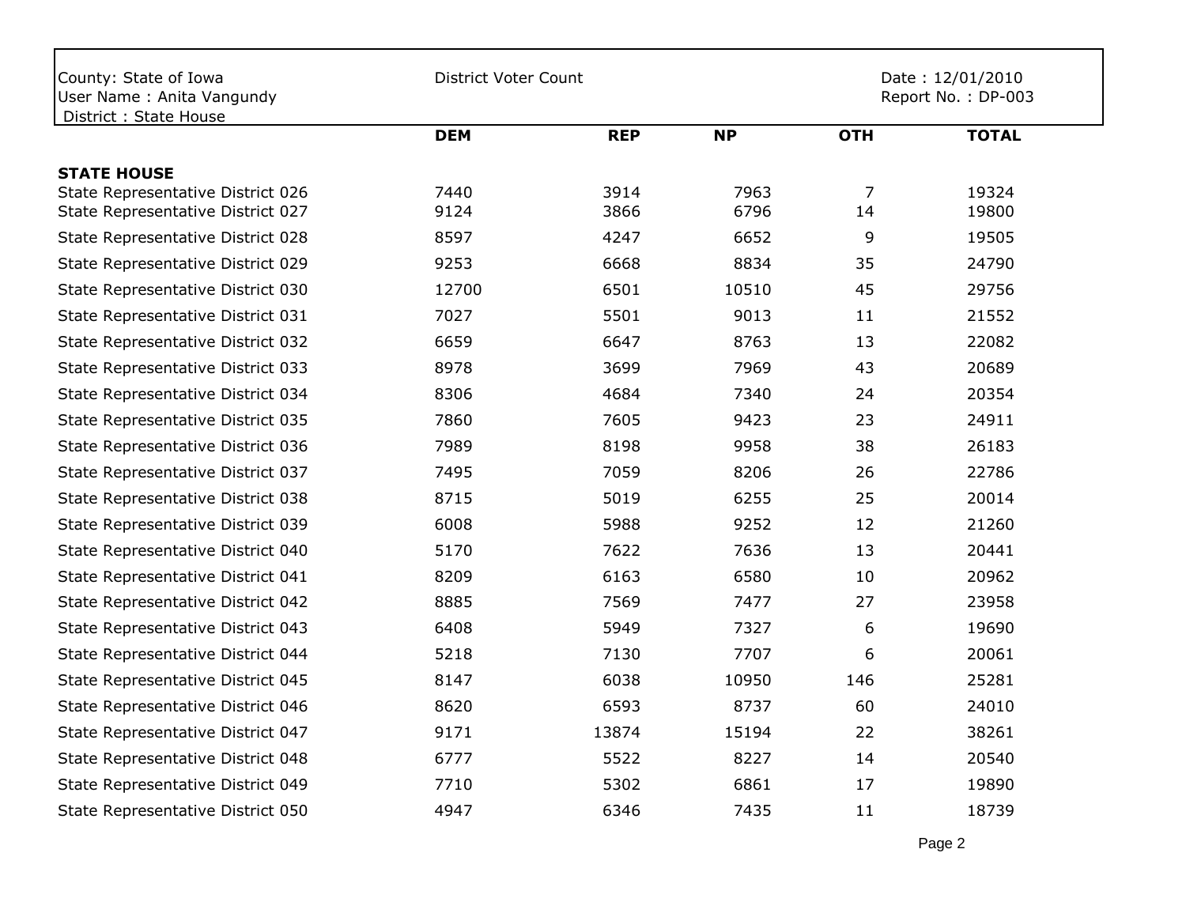County: State of Iowa
User Name : Anita Vangundy
District : State House

District Voter Count

Date : 12/01/2010
Report No. : DP-003

| | DEM | REP | NP | OTH | TOTAL |
|---|---|---|---|---|---|
| **STATE HOUSE** | | | | | |
| State Representative District 026 | 7440 | 3914 | 7963 | 7 | 19324 |
| State Representative District 027 | 9124 | 3866 | 6796 | 14 | 19800 |
| State Representative District 028 | 8597 | 4247 | 6652 | 9 | 19505 |
| State Representative District 029 | 9253 | 6668 | 8834 | 35 | 24790 |
| State Representative District 030 | 12700 | 6501 | 10510 | 45 | 29756 |
| State Representative District 031 | 7027 | 5501 | 9013 | 11 | 21552 |
| State Representative District 032 | 6659 | 6647 | 8763 | 13 | 22082 |
| State Representative District 033 | 8978 | 3699 | 7969 | 43 | 20689 |
| State Representative District 034 | 8306 | 4684 | 7340 | 24 | 20354 |
| State Representative District 035 | 7860 | 7605 | 9423 | 23 | 24911 |
| State Representative District 036 | 7989 | 8198 | 9958 | 38 | 26183 |
| State Representative District 037 | 7495 | 7059 | 8206 | 26 | 22786 |
| State Representative District 038 | 8715 | 5019 | 6255 | 25 | 20014 |
| State Representative District 039 | 6008 | 5988 | 9252 | 12 | 21260 |
| State Representative District 040 | 5170 | 7622 | 7636 | 13 | 20441 |
| State Representative District 041 | 8209 | 6163 | 6580 | 10 | 20962 |
| State Representative District 042 | 8885 | 7569 | 7477 | 27 | 23958 |
| State Representative District 043 | 6408 | 5949 | 7327 | 6 | 19690 |
| State Representative District 044 | 5218 | 7130 | 7707 | 6 | 20061 |
| State Representative District 045 | 8147 | 6038 | 10950 | 146 | 25281 |
| State Representative District 046 | 8620 | 6593 | 8737 | 60 | 24010 |
| State Representative District 047 | 9171 | 13874 | 15194 | 22 | 38261 |
| State Representative District 048 | 6777 | 5522 | 8227 | 14 | 20540 |
| State Representative District 049 | 7710 | 5302 | 6861 | 17 | 19890 |
| State Representative District 050 | 4947 | 6346 | 7435 | 11 | 18739 |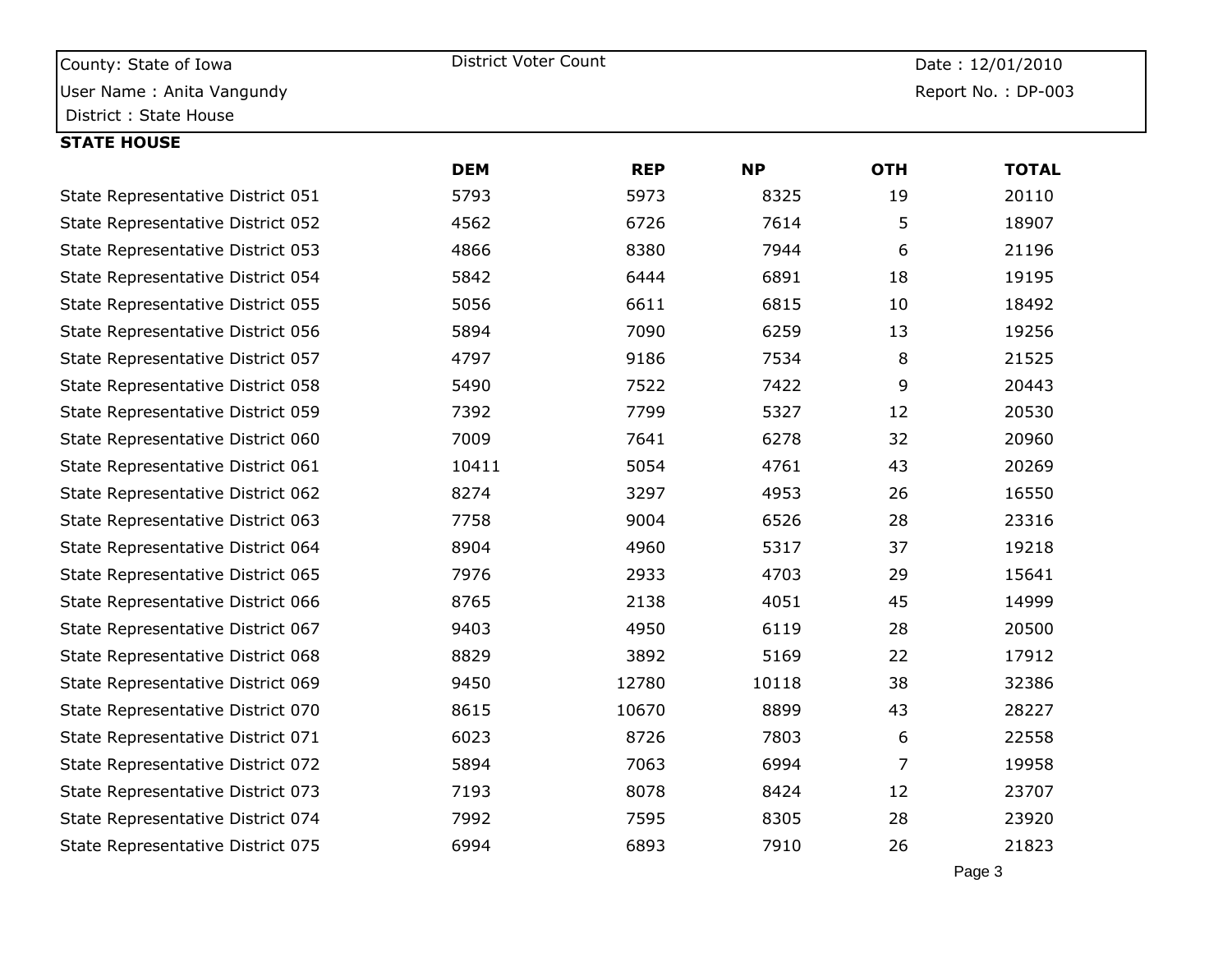| County: State of Iowa | District Voter Count | Date : 12/01/2010 |
|---|---|---|
| User Name : Anita Vangundy | | Report No. : DP-003 |
| District : State House | | |

**STATE HOUSE**

| | DEM | REP | NP | OTH | TOTAL |
|---|---|---|---|---|---|
| State Representative District 051 | 5793 | 5973 | 8325 | 19 | 20110 |
| State Representative District 052 | 4562 | 6726 | 7614 | 5 | 18907 |
| State Representative District 053 | 4866 | 8380 | 7944 | 6 | 21196 |
| State Representative District 054 | 5842 | 6444 | 6891 | 18 | 19195 |
| State Representative District 055 | 5056 | 6611 | 6815 | 10 | 18492 |
| State Representative District 056 | 5894 | 7090 | 6259 | 13 | 19256 |
| State Representative District 057 | 4797 | 9186 | 7534 | 8 | 21525 |
| State Representative District 058 | 5490 | 7522 | 7422 | 9 | 20443 |
| State Representative District 059 | 7392 | 7799 | 5327 | 12 | 20530 |
| State Representative District 060 | 7009 | 7641 | 6278 | 32 | 20960 |
| State Representative District 061 | 10411 | 5054 | 4761 | 43 | 20269 |
| State Representative District 062 | 8274 | 3297 | 4953 | 26 | 16550 |
| State Representative District 063 | 7758 | 9004 | 6526 | 28 | 23316 |
| State Representative District 064 | 8904 | 4960 | 5317 | 37 | 19218 |
| State Representative District 065 | 7976 | 2933 | 4703 | 29 | 15641 |
| State Representative District 066 | 8765 | 2138 | 4051 | 45 | 14999 |
| State Representative District 067 | 9403 | 4950 | 6119 | 28 | 20500 |
| State Representative District 068 | 8829 | 3892 | 5169 | 22 | 17912 |
| State Representative District 069 | 9450 | 12780 | 10118 | 38 | 32386 |
| State Representative District 070 | 8615 | 10670 | 8899 | 43 | 28227 |
| State Representative District 071 | 6023 | 8726 | 7803 | 6 | 22558 |
| State Representative District 072 | 5894 | 7063 | 6994 | 7 | 19958 |
| State Representative District 073 | 7193 | 8078 | 8424 | 12 | 23707 |
| State Representative District 074 | 7992 | 7595 | 8305 | 28 | 23920 |
| State Representative District 075 | 6994 | 6893 | 7910 | 26 | 21823 |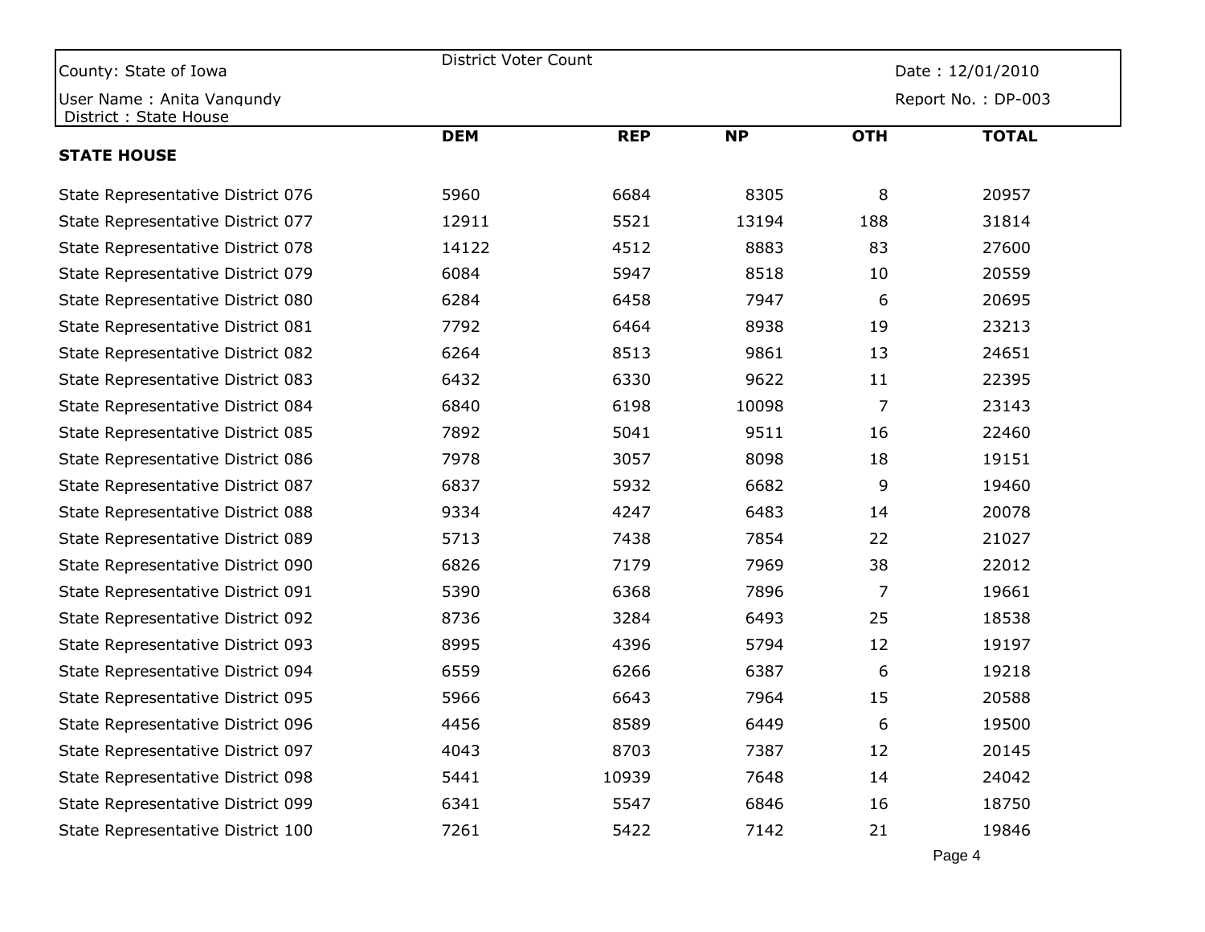| County: State of Iowa | District Voter Count | | | Date : 12/01/2010 |
|---|---|---|---|---|
| User Name : Anita Vangundy | | | | Report No. : DP-003 |
| District : State House | | | | |

| STATE HOUSE | DEM | REP | NP | OTH | TOTAL |
|---|---|---|---|---|---|
| State Representative District 076 | 5960 | 6684 | 8305 | 8 | 20957 |
| State Representative District 077 | 12911 | 5521 | 13194 | 188 | 31814 |
| State Representative District 078 | 14122 | 4512 | 8883 | 83 | 27600 |
| State Representative District 079 | 6084 | 5947 | 8518 | 10 | 20559 |
| State Representative District 080 | 6284 | 6458 | 7947 | 6 | 20695 |
| State Representative District 081 | 7792 | 6464 | 8938 | 19 | 23213 |
| State Representative District 082 | 6264 | 8513 | 9861 | 13 | 24651 |
| State Representative District 083 | 6432 | 6330 | 9622 | 11 | 22395 |
| State Representative District 084 | 6840 | 6198 | 10098 | 7 | 23143 |
| State Representative District 085 | 7892 | 5041 | 9511 | 16 | 22460 |
| State Representative District 086 | 7978 | 3057 | 8098 | 18 | 19151 |
| State Representative District 087 | 6837 | 5932 | 6682 | 9 | 19460 |
| State Representative District 088 | 9334 | 4247 | 6483 | 14 | 20078 |
| State Representative District 089 | 5713 | 7438 | 7854 | 22 | 21027 |
| State Representative District 090 | 6826 | 7179 | 7969 | 38 | 22012 |
| State Representative District 091 | 5390 | 6368 | 7896 | 7 | 19661 |
| State Representative District 092 | 8736 | 3284 | 6493 | 25 | 18538 |
| State Representative District 093 | 8995 | 4396 | 5794 | 12 | 19197 |
| State Representative District 094 | 6559 | 6266 | 6387 | 6 | 19218 |
| State Representative District 095 | 5966 | 6643 | 7964 | 15 | 20588 |
| State Representative District 096 | 4456 | 8589 | 6449 | 6 | 19500 |
| State Representative District 097 | 4043 | 8703 | 7387 | 12 | 20145 |
| State Representative District 098 | 5441 | 10939 | 7648 | 14 | 24042 |
| State Representative District 099 | 6341 | 5547 | 6846 | 16 | 18750 |
| State Representative District 100 | 7261 | 5422 | 7142 | 21 | 19846 |